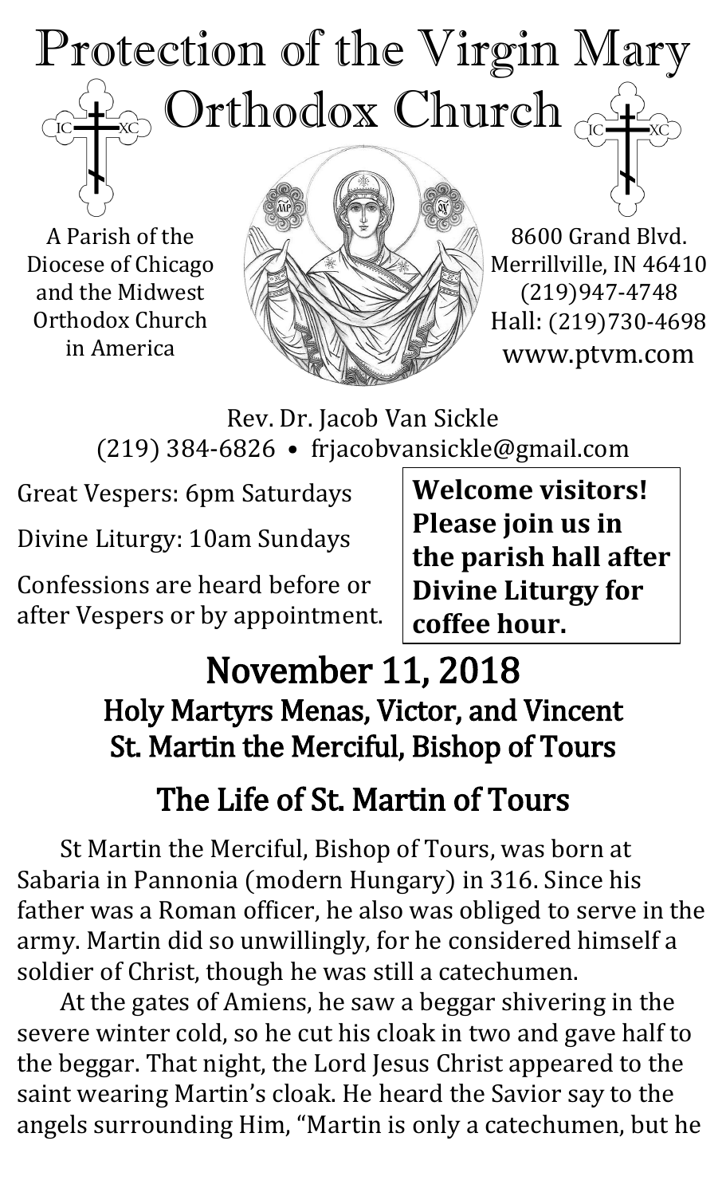# Protection of the Virgin Mary Orthodox Church

A Parish of the Diocese of Chicago and the Midwest Orthodox Church in America

8600 Grand Blvd.
Merrillville, IN 46410
(219)947-4748
Hall: (219)730-4698
www.ptvm.com

Rev. Dr. Jacob Van Sickle
(219) 384-6826 • frjacobvansickle@gmail.com

Great Vespers: 6pm Saturdays

Divine Liturgy: 10am Sundays

Confessions are heard before or after Vespers or by appointment.

**Welcome visitors! Please join us in the parish hall after Divine Liturgy for coffee hour.**

## November 11, 2018

### Holy Martyrs Menas, Victor, and Vincent
### St. Martin the Merciful, Bishop of Tours

## The Life of St. Martin of Tours

St Martin the Merciful, Bishop of Tours, was born at Sabaria in Pannonia (modern Hungary) in 316. Since his father was a Roman officer, he also was obliged to serve in the army. Martin did so unwillingly, for he considered himself a soldier of Christ, though he was still a catechumen.

At the gates of Amiens, he saw a beggar shivering in the severe winter cold, so he cut his cloak in two and gave half to the beggar. That night, the Lord Jesus Christ appeared to the saint wearing Martin's cloak. He heard the Savior say to the angels surrounding Him, "Martin is only a catechumen, but he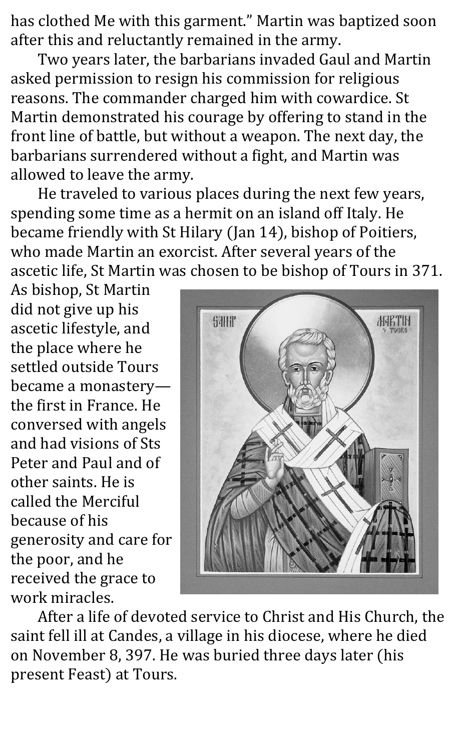has clothed Me with this garment." Martin was baptized soon after this and reluctantly remained in the army.

Two years later, the barbarians invaded Gaul and Martin asked permission to resign his commission for religious reasons. The commander charged him with cowardice. St Martin demonstrated his courage by offering to stand in the front line of battle, but without a weapon. The next day, the barbarians surrendered without a fight, and Martin was allowed to leave the army.

He traveled to various places during the next few years, spending some time as a hermit on an island off Italy. He became friendly with St Hilary (Jan 14), bishop of Poitiers, who made Martin an exorcist. After several years of the ascetic life, St Martin was chosen to be bishop of Tours in 371. As bishop, St Martin did not give up his ascetic lifestyle, and the place where he settled outside Tours became a monastery—the first in France. He conversed with angels and had visions of Sts Peter and Paul and of other saints. He is called the Merciful because of his generosity and care for the poor, and he received the grace to work miracles.

After a life of devoted service to Christ and His Church, the saint fell ill at Candes, a village in his diocese, where he died on November 8, 397. He was buried three days later (his present Feast) at Tours.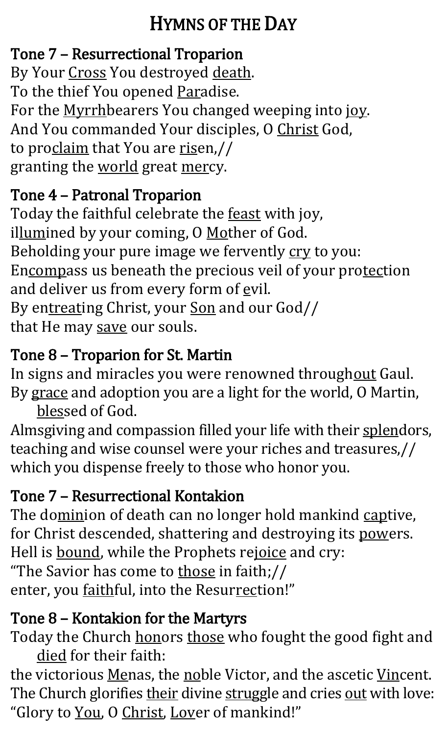# Hymns of the Day

## Tone 7 – Resurrectional Troparion

By Your <u>Cross</u> You destroyed <u>death</u>.
To the thief You opened <u>Par</u>adise.
For the <u>Myrrh</u>bearers You changed weeping into <u>joy</u>.
And You commanded Your disciples, O <u>Christ</u> God,
to pro<u>claim</u> that You are <u>ris</u>en,//
granting the <u>world</u> great <u>mer</u>cy.

## Tone 4 – Patronal Troparion

Today the faithful celebrate the <u>feast</u> with joy,
il<u>lum</u>ined by your coming, O <u>Mo</u>ther of God.
Beholding your pure image we fervently <u>cry</u> to you:
En<u>comp</u>ass us beneath the precious veil of your pro<u>tec</u>tion
and deliver us from every form of <u>e</u>vil.
By en<u>treat</u>ing Christ, your <u>Son</u> and our God//
that He may <u>save</u> our souls.

## Tone 8 – Troparion for St. Martin

In signs and miracles you were renowned through<u>out</u> Gaul.
By <u>grace</u> and adoption you are a light for the world, O Martin, <u>bles</u>sed of God.
Almsgiving and compassion filled your life with their <u>splen</u>dors,
teaching and wise counsel were your riches and treasures,//
which you dispense freely to those who honor you.

## Tone 7 – Resurrectional Kontakion

The do<u>min</u>ion of death can no longer hold mankind <u>cap</u>tive,
for Christ descended, shattering and destroying its <u>pow</u>ers.
Hell is <u>bound</u>, while the Prophets re<u>joice</u> and cry:
"The Savior has come to <u>those</u> in faith;//
enter, you <u>faith</u>ful, into the Resur<u>rec</u>tion!"

## Tone 8 – Kontakion for the Martyrs

Today the Church <u>hon</u>ors <u>those</u> who fought the good fight and <u>died</u> for their faith:
the victorious <u>Me</u>nas, the <u>no</u>ble Victor, and the ascetic <u>Vin</u>cent.
The Church glorifies <u>their</u> divine <u>strug</u>gle and cries <u>out</u> with love:
"Glory to <u>You</u>, O <u>Christ</u>, <u>Lov</u>er of mankind!"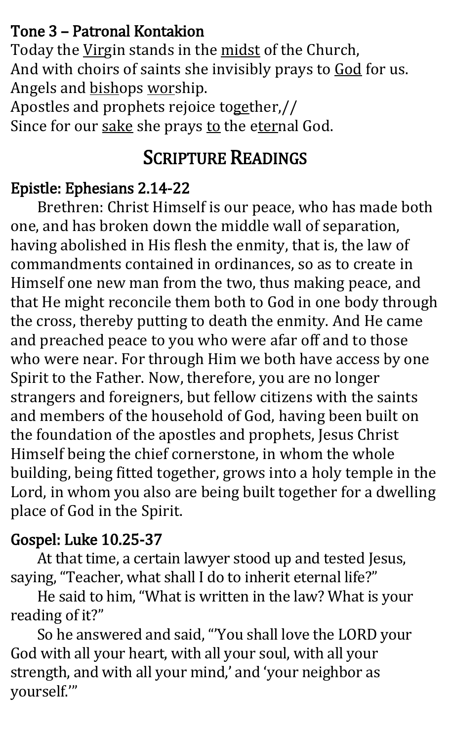### Tone 3 – Patronal Kontakion

Today the Virgin stands in the midst of the Church,
And with choirs of saints she invisibly prays to God for us.
Angels and bishops worship.
Apostles and prophets rejoice together,//
Since for our sake she prays to the eternal God.

## Scripture Readings

### Epistle: Ephesians 2.14-22

Brethren: Christ Himself is our peace, who has made both one, and has broken down the middle wall of separation, having abolished in His flesh the enmity, that is, the law of commandments contained in ordinances, so as to create in Himself one new man from the two, thus making peace, and that He might reconcile them both to God in one body through the cross, thereby putting to death the enmity. And He came and preached peace to you who were afar off and to those who were near. For through Him we both have access by one Spirit to the Father. Now, therefore, you are no longer strangers and foreigners, but fellow citizens with the saints and members of the household of God, having been built on the foundation of the apostles and prophets, Jesus Christ Himself being the chief cornerstone, in whom the whole building, being fitted together, grows into a holy temple in the Lord, in whom you also are being built together for a dwelling place of God in the Spirit.

### Gospel: Luke 10.25-37

At that time, a certain lawyer stood up and tested Jesus, saying, "Teacher, what shall I do to inherit eternal life?"

He said to him, "What is written in the law? What is your reading of it?"

So he answered and said, "'You shall love the LORD your God with all your heart, with all your soul, with all your strength, and with all your mind,' and 'your neighbor as yourself.'"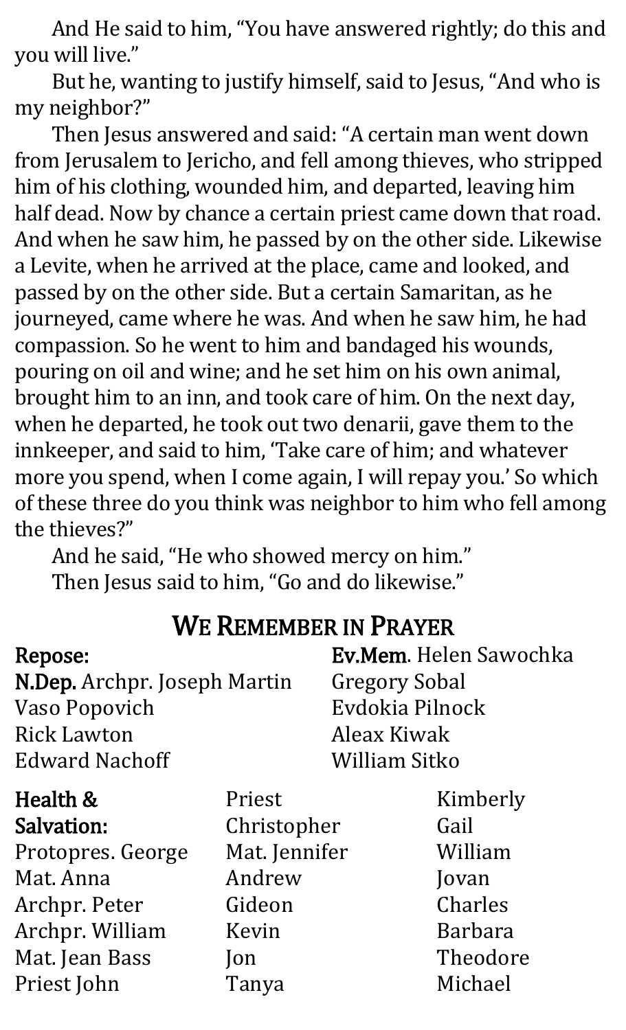And He said to him, "You have answered rightly; do this and you will live."

But he, wanting to justify himself, said to Jesus, "And who is my neighbor?"

Then Jesus answered and said: "A certain man went down from Jerusalem to Jericho, and fell among thieves, who stripped him of his clothing, wounded him, and departed, leaving him half dead. Now by chance a certain priest came down that road. And when he saw him, he passed by on the other side. Likewise a Levite, when he arrived at the place, came and looked, and passed by on the other side. But a certain Samaritan, as he journeyed, came where he was. And when he saw him, he had compassion. So he went to him and bandaged his wounds, pouring on oil and wine; and he set him on his own animal, brought him to an inn, and took care of him. On the next day, when he departed, he took out two denarii, gave them to the innkeeper, and said to him, 'Take care of him; and whatever more you spend, when I come again, I will repay you.' So which of these three do you think was neighbor to him who fell among the thieves?"

And he said, "He who showed mercy on him."

Then Jesus said to him, "Go and do likewise."

## We Remember in Prayer

**Repose:**
**N.Dep.** Archpr. Joseph Martin
Vaso Popovich
Rick Lawton
Edward Nachoff
**Ev.Mem**. Helen Sawochka
Gregory Sobal
Evdokia Pilnock
Aleax Kiwak
William Sitko

**Health & Salvation:**
Protopres. George
Mat. Anna
Archpr. Peter
Archpr. William
Mat. Jean Bass
Priest John
Priest Christopher
Mat. Jennifer
Andrew
Gideon
Kevin
Jon
Tanya
Kimberly
Gail
William
Jovan
Charles
Barbara
Theodore
Michael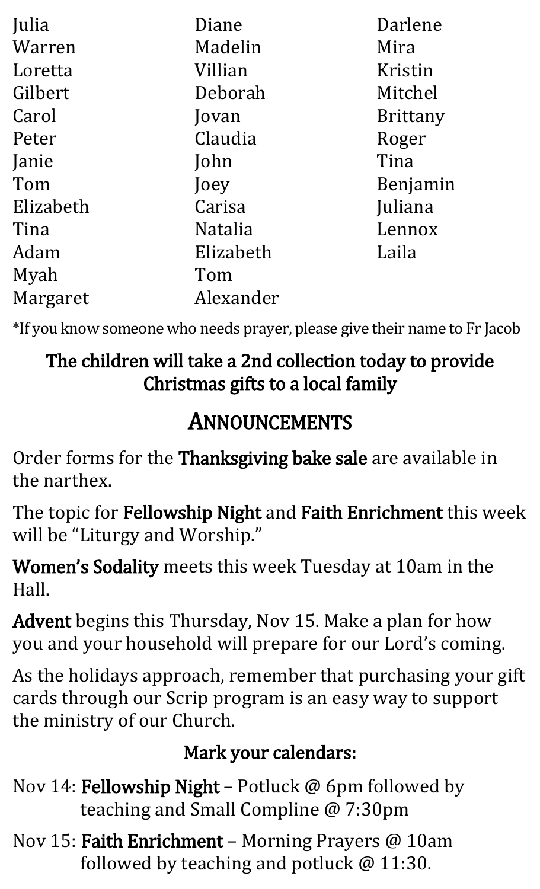Julia
Warren
Loretta
Gilbert
Carol
Peter
Janie
Tom
Elizabeth
Tina
Adam
Myah
Margaret
Diane
Madelin
Villian
Deborah
Jovan
Claudia
John
Joey
Carisa
Natalia
Elizabeth
Tom
Alexander
Darlene
Mira
Kristin
Mitchel
Brittany
Roger
Tina
Benjamin
Juliana
Lennox
Laila

*If you know someone who needs prayer, please give their name to Fr Jacob

**The children will take a 2nd collection today to provide Christmas gifts to a local family**

## ANNOUNCEMENTS

Order forms for the **Thanksgiving bake sale** are available in the narthex.

The topic for **Fellowship Night** and **Faith Enrichment** this week will be "Liturgy and Worship."

**Women's Sodality** meets this week Tuesday at 10am in the Hall.

**Advent** begins this Thursday, Nov 15. Make a plan for how you and your household will prepare for our Lord's coming.

As the holidays approach, remember that purchasing your gift cards through our Scrip program is an easy way to support the ministry of our Church.

### Mark your calendars:

Nov 14: **Fellowship Night** – Potluck @ 6pm followed by teaching and Small Compline @ 7:30pm

Nov 15: **Faith Enrichment** – Morning Prayers @ 10am followed by teaching and potluck @ 11:30.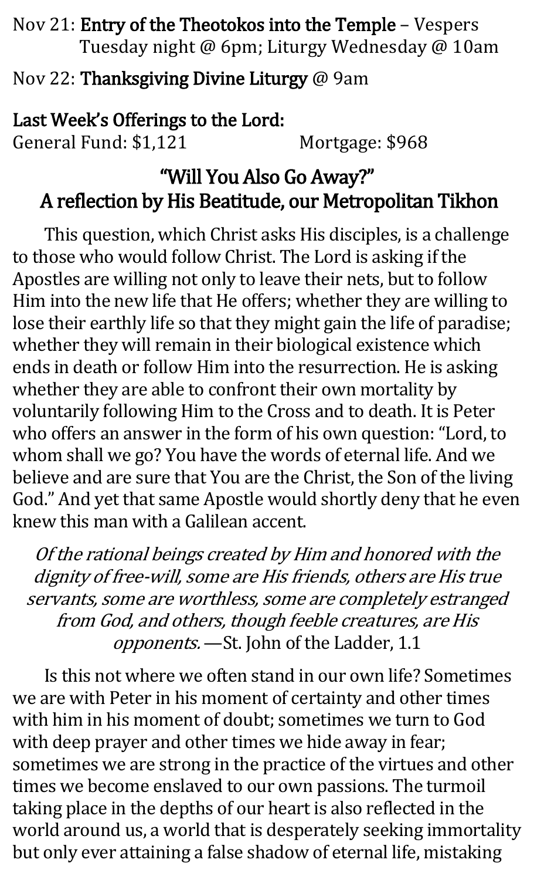Nov 21: **Entry of the Theotokos into the Temple** – Vespers Tuesday night @ 6pm; Liturgy Wednesday @ 10am

Nov 22: **Thanksgiving Divine Liturgy** @ 9am

**Last Week's Offerings to the Lord:**
General Fund: $1,121 Mortgage: $968

## "Will You Also Go Away?" A reflection by His Beatitude, our Metropolitan Tikhon

This question, which Christ asks His disciples, is a challenge to those who would follow Christ. The Lord is asking if the Apostles are willing not only to leave their nets, but to follow Him into the new life that He offers; whether they are willing to lose their earthly life so that they might gain the life of paradise; whether they will remain in their biological existence which ends in death or follow Him into the resurrection. He is asking whether they are able to confront their own mortality by voluntarily following Him to the Cross and to death. It is Peter who offers an answer in the form of his own question: "Lord, to whom shall we go? You have the words of eternal life. And we believe and are sure that You are the Christ, the Son of the living God." And yet that same Apostle would shortly deny that he even knew this man with a Galilean accent.

*Of the rational beings created by Him and honored with the dignity of free-will, some are His friends, others are His true servants, some are worthless, some are completely estranged from God, and others, though feeble creatures, are His opponents.* —St. John of the Ladder, 1.1

Is this not where we often stand in our own life? Sometimes we are with Peter in his moment of certainty and other times with him in his moment of doubt; sometimes we turn to God with deep prayer and other times we hide away in fear; sometimes we are strong in the practice of the virtues and other times we become enslaved to our own passions. The turmoil taking place in the depths of our heart is also reflected in the world around us, a world that is desperately seeking immortality but only ever attaining a false shadow of eternal life, mistaking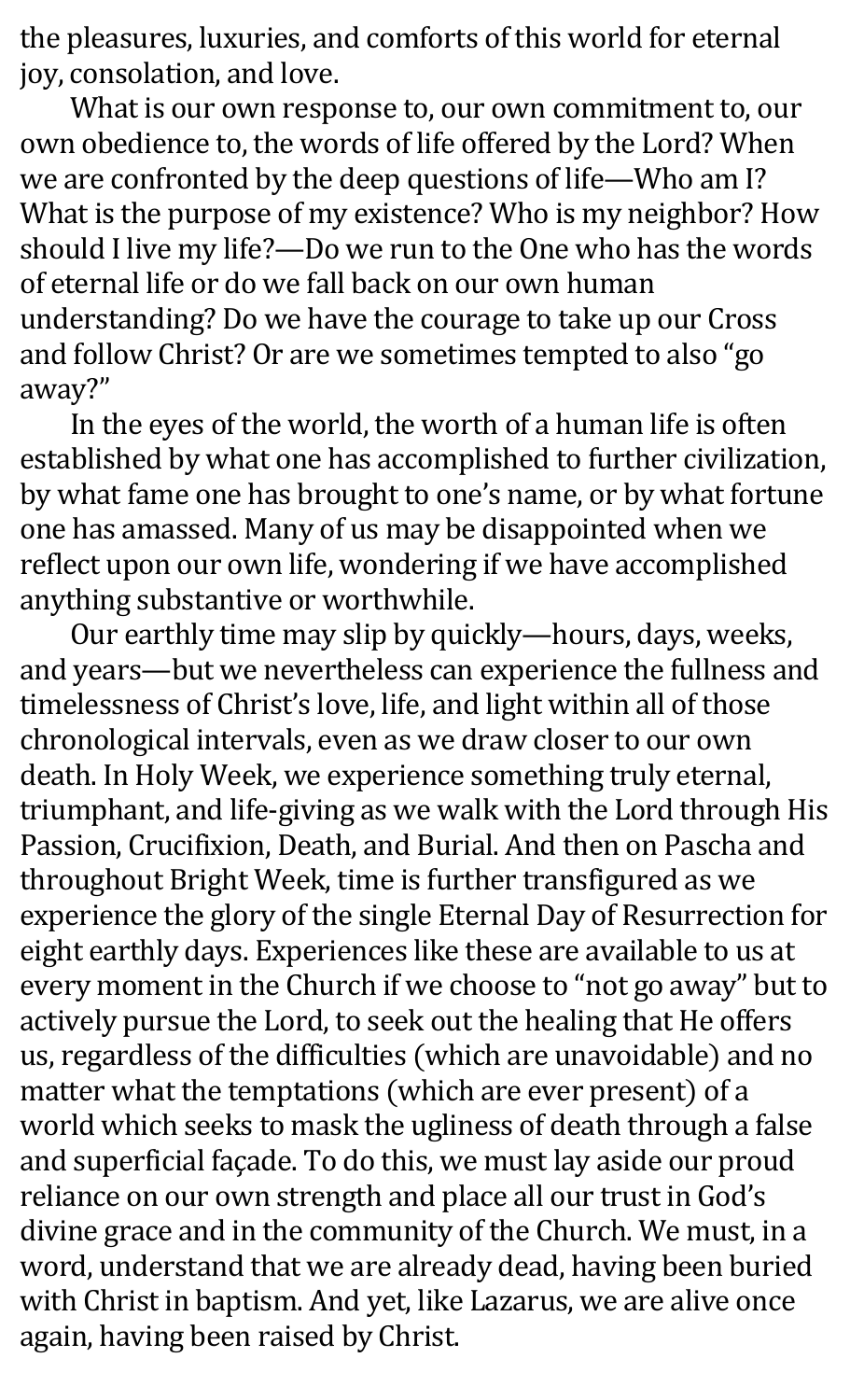the pleasures, luxuries, and comforts of this world for eternal joy, consolation, and love.

What is our own response to, our own commitment to, our own obedience to, the words of life offered by the Lord? When we are confronted by the deep questions of life—Who am I? What is the purpose of my existence? Who is my neighbor? How should I live my life?—Do we run to the One who has the words of eternal life or do we fall back on our own human understanding? Do we have the courage to take up our Cross and follow Christ? Or are we sometimes tempted to also "go away?"

In the eyes of the world, the worth of a human life is often established by what one has accomplished to further civilization, by what fame one has brought to one's name, or by what fortune one has amassed. Many of us may be disappointed when we reflect upon our own life, wondering if we have accomplished anything substantive or worthwhile.

Our earthly time may slip by quickly—hours, days, weeks, and years—but we nevertheless can experience the fullness and timelessness of Christ's love, life, and light within all of those chronological intervals, even as we draw closer to our own death. In Holy Week, we experience something truly eternal, triumphant, and life-giving as we walk with the Lord through His Passion, Crucifixion, Death, and Burial. And then on Pascha and throughout Bright Week, time is further transfigured as we experience the glory of the single Eternal Day of Resurrection for eight earthly days. Experiences like these are available to us at every moment in the Church if we choose to "not go away" but to actively pursue the Lord, to seek out the healing that He offers us, regardless of the difficulties (which are unavoidable) and no matter what the temptations (which are ever present) of a world which seeks to mask the ugliness of death through a false and superficial façade. To do this, we must lay aside our proud reliance on our own strength and place all our trust in God's divine grace and in the community of the Church. We must, in a word, understand that we are already dead, having been buried with Christ in baptism. And yet, like Lazarus, we are alive once again, having been raised by Christ.